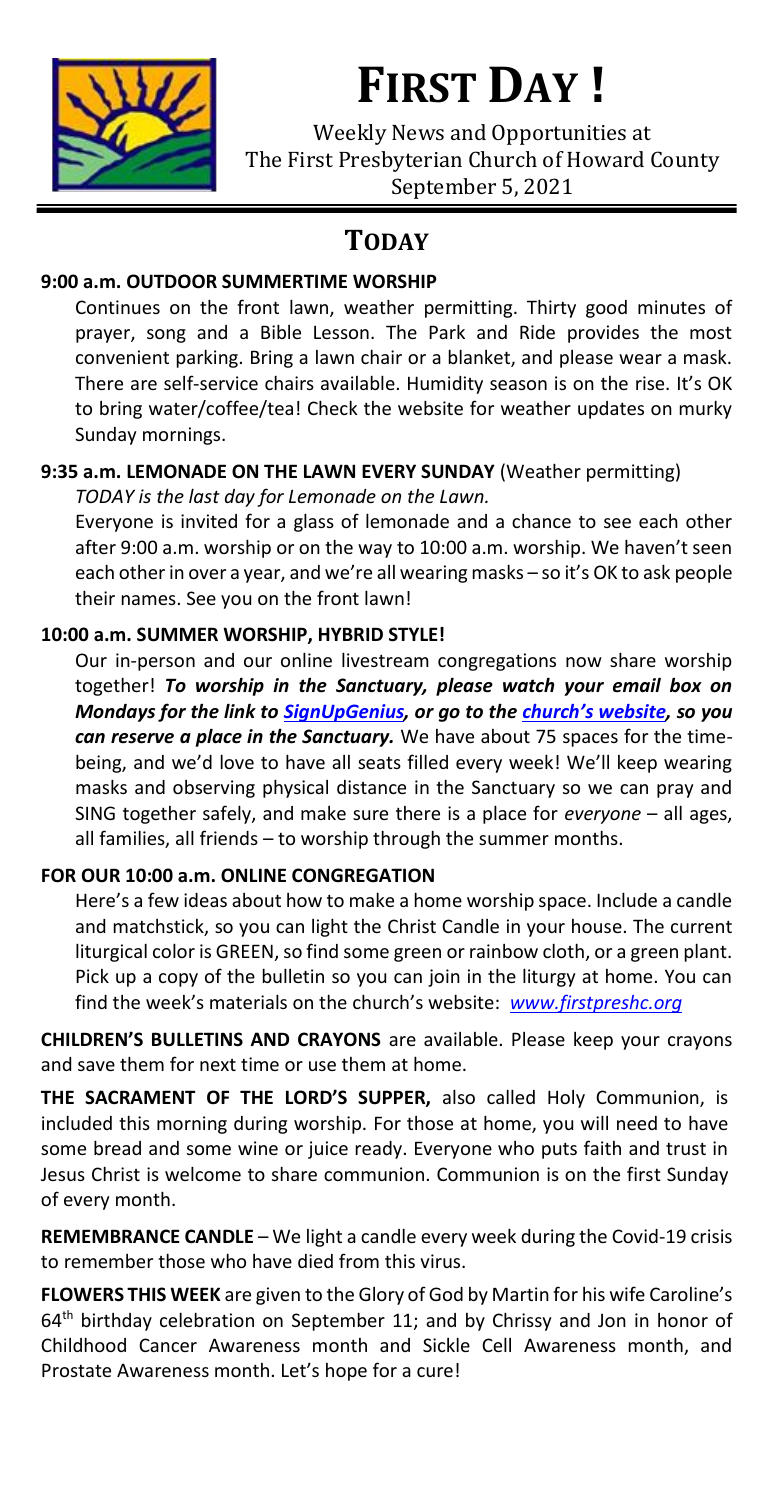# FIRST DAY !

Weekly News and Opportunities at
The First Presbyterian Church of Howard County
September 5, 2021

## TODAY

**9:00 a.m. OUTDOOR SUMMERTIME WORSHIP**

Continues on the front lawn, weather permitting. Thirty good minutes of prayer, song and a Bible Lesson. The Park and Ride provides the most convenient parking. Bring a lawn chair or a blanket, and please wear a mask. There are self-service chairs available. Humidity season is on the rise. It's OK to bring water/coffee/tea! Check the website for weather updates on murky Sunday mornings.

**9:35 a.m. LEMONADE ON THE LAWN EVERY SUNDAY** (Weather permitting)

*TODAY is the last day for Lemonade on the Lawn.*

Everyone is invited for a glass of lemonade and a chance to see each other after 9:00 a.m. worship or on the way to 10:00 a.m. worship. We haven't seen each other in over a year, and we're all wearing masks – so it's OK to ask people their names. See you on the front lawn!

**10:00 a.m. SUMMER WORSHIP, HYBRID STYLE!**

Our in-person and our online livestream congregations now share worship together! ***To worship in the Sanctuary, please watch your email box on Mondays for the link to SignUpGenius, or go to the church's website, so you can reserve a place in the Sanctuary.*** We have about 75 spaces for the time-being, and we'd love to have all seats filled every week! We'll keep wearing masks and observing physical distance in the Sanctuary so we can pray and SING together safely, and make sure there is a place for *everyone* – all ages, all families, all friends – to worship through the summer months.

**FOR OUR 10:00 a.m. ONLINE CONGREGATION**

Here's a few ideas about how to make a home worship space. Include a candle and matchstick, so you can light the Christ Candle in your house. The current liturgical color is GREEN, so find some green or rainbow cloth, or a green plant. Pick up a copy of the bulletin so you can join in the liturgy at home. You can find the week's materials on the church's website: *www.firstpreshc.org*

**CHILDREN'S BULLETINS AND CRAYONS** are available. Please keep your crayons and save them for next time or use them at home.

**THE SACRAMENT OF THE LORD'S SUPPER,** also called Holy Communion, is included this morning during worship. For those at home, you will need to have some bread and some wine or juice ready. Everyone who puts faith and trust in Jesus Christ is welcome to share communion. Communion is on the first Sunday of every month.

**REMEMBRANCE CANDLE** – We light a candle every week during the Covid-19 crisis to remember those who have died from this virus.

**FLOWERS THIS WEEK** are given to the Glory of God by Martin for his wife Caroline's 64th birthday celebration on September 11; and by Chrissy and Jon in honor of Childhood Cancer Awareness month and Sickle Cell Awareness month, and Prostate Awareness month. Let's hope for a cure!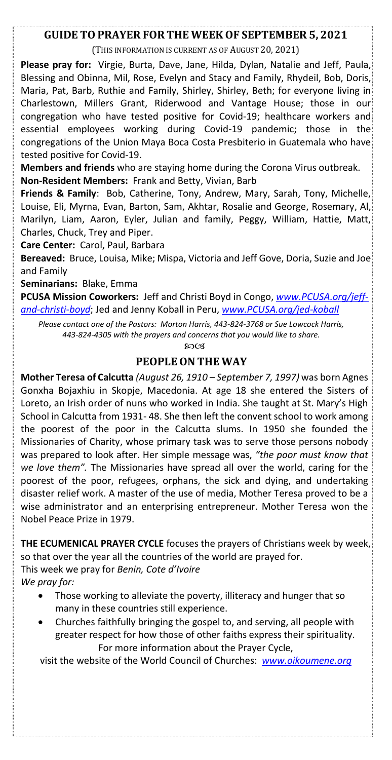## GUIDE TO PRAYER FOR THE WEEK OF SEPTEMBER 5, 2021

(THIS INFORMATION IS CURRENT AS OF AUGUST 20, 2021)

**Please pray for:** Virgie, Burta, Dave, Jane, Hilda, Dylan, Natalie and Jeff, Paula, Blessing and Obinna, Mil, Rose, Evelyn and Stacy and Family, Rhydeil, Bob, Doris, Maria, Pat, Barb, Ruthie and Family, Shirley, Shirley, Beth; for everyone living in Charlestown, Millers Grant, Riderwood and Vantage House; those in our congregation who have tested positive for Covid-19; healthcare workers and essential employees working during Covid-19 pandemic; those in the congregations of the Union Maya Boca Costa Presbiterio in Guatemala who have tested positive for Covid-19.

**Members and friends** who are staying home during the Corona Virus outbreak.

**Non-Resident Members:** Frank and Betty, Vivian, Barb

**Friends & Family**: Bob, Catherine, Tony, Andrew, Mary, Sarah, Tony, Michelle, Louise, Eli, Myrna, Evan, Barton, Sam, Akhtar, Rosalie and George, Rosemary, Al, Marilyn, Liam, Aaron, Eyler, Julian and family, Peggy, William, Hattie, Matt, Charles, Chuck, Trey and Piper.

**Care Center:** Carol, Paul, Barbara

**Bereaved:** Bruce, Louisa, Mike; Mispa, Victoria and Jeff Gove, Doria, Suzie and Joe and Family

**Seminarians:** Blake, Emma

**PCUSA Mission Coworkers:** Jeff and Christi Boyd in Congo, *www.PCUSA.org/jeff-and-christi-boyd*; Jed and Jenny Koball in Peru, *www.PCUSA.org/jed-koball*

*Please contact one of the Pastors: Morton Harris, 443-824-3768 or Sue Lowcock Harris, 443-824-4305 with the prayers and concerns that you would like to share.*

## PEOPLE ON THE WAY

**Mother Teresa of Calcutta** *(August 26, 1910 – September 7, 1997)* was born Agnes Gonxha Bojaxhiu in Skopje, Macedonia. At age 18 she entered the Sisters of Loreto, an Irish order of nuns who worked in India. She taught at St. Mary's High School in Calcutta from 1931- 48. She then left the convent school to work among the poorest of the poor in the Calcutta slums. In 1950 she founded the Missionaries of Charity, whose primary task was to serve those persons nobody was prepared to look after. Her simple message was, *"the poor must know that we love them".* The Missionaries have spread all over the world, caring for the poorest of the poor, refugees, orphans, the sick and dying, and undertaking disaster relief work. A master of the use of media, Mother Teresa proved to be a wise administrator and an enterprising entrepreneur. Mother Teresa won the Nobel Peace Prize in 1979.

**THE ECUMENICAL PRAYER CYCLE** focuses the prayers of Christians week by week, so that over the year all the countries of the world are prayed for.

This week we pray for *Benin, Cote d'Ivoire*

*We pray for:*

- Those working to alleviate the poverty, illiteracy and hunger that so many in these countries still experience.
- Churches faithfully bringing the gospel to, and serving, all people with greater respect for how those of other faiths express their spirituality.

For more information about the Prayer Cycle, visit the website of the World Council of Churches: *www.oikoumene.org*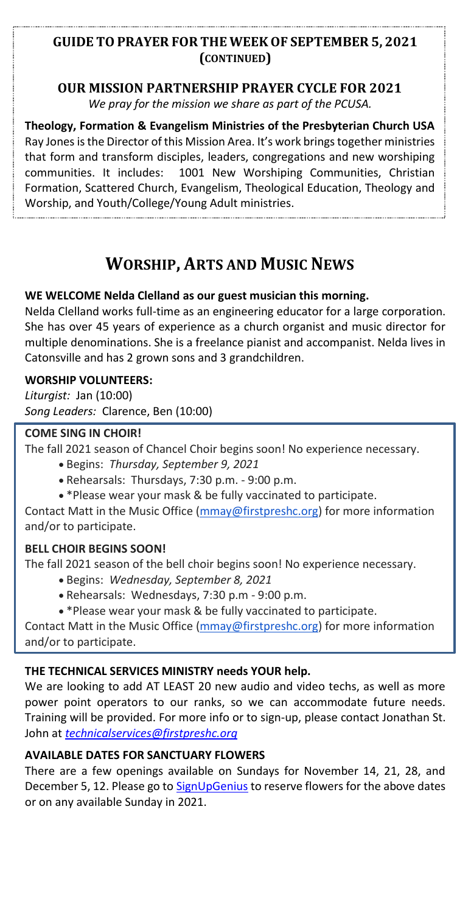## GUIDE TO PRAYER FOR THE WEEK OF SEPTEMBER 5, 2021 (CONTINUED)

### OUR MISSION PARTNERSHIP PRAYER CYCLE FOR 2021

*We pray for the mission we share as part of the PCUSA.*

**Theology, Formation & Evangelism Ministries of the Presbyterian Church USA** Ray Jones is the Director of this Mission Area. It's work brings together ministries that form and transform disciples, leaders, congregations and new worshiping communities. It includes: 1001 New Worshiping Communities, Christian Formation, Scattered Church, Evangelism, Theological Education, Theology and Worship, and Youth/College/Young Adult ministries.

# WORSHIP, ARTS AND MUSIC NEWS

**WE WELCOME Nelda Clelland as our guest musician this morning.**

Nelda Clelland works full-time as an engineering educator for a large corporation. She has over 45 years of experience as a church organist and music director for multiple denominations. She is a freelance pianist and accompanist. Nelda lives in Catonsville and has 2 grown sons and 3 grandchildren.

**WORSHIP VOLUNTEERS:**

*Liturgist:* Jan (10:00)
*Song Leaders:* Clarence, Ben (10:00)

**COME SING IN CHOIR!**

The fall 2021 season of Chancel Choir begins soon! No experience necessary.

- Begins: *Thursday, September 9, 2021*
- Rehearsals: Thursdays, 7:30 p.m. - 9:00 p.m.
- *Please wear your mask & be fully vaccinated to participate.

Contact Matt in the Music Office (mmay@firstpreshc.org) for more information and/or to participate.

**BELL CHOIR BEGINS SOON!**

The fall 2021 season of the bell choir begins soon! No experience necessary.

- Begins: *Wednesday, September 8, 2021*
- Rehearsals: Wednesdays, 7:30 p.m - 9:00 p.m.
- *Please wear your mask & be fully vaccinated to participate.

Contact Matt in the Music Office (mmay@firstpreshc.org) for more information and/or to participate.

**THE TECHNICAL SERVICES MINISTRY needs YOUR help.**

We are looking to add AT LEAST 20 new audio and video techs, as well as more power point operators to our ranks, so we can accommodate future needs. Training will be provided. For more info or to sign-up, please contact Jonathan St. John at *technicalservices@firstpreshc.org*

**AVAILABLE DATES FOR SANCTUARY FLOWERS**

There are a few openings available on Sundays for November 14, 21, 28, and December 5, 12. Please go to SignUpGenius to reserve flowers for the above dates or on any available Sunday in 2021.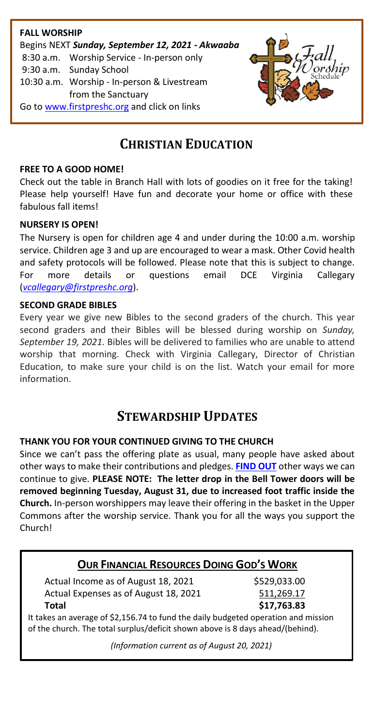**FALL WORSHIP**

Begins NEXT ***Sunday, September 12, 2021 - Akwaaba***

8:30 a.m. Worship Service - In-person only
9:30 a.m. Sunday School
10:30 a.m. Worship - In-person & Livestream from the Sanctuary

Go to www.firstpreshc.org and click on links

# CHRISTIAN EDUCATION

**FREE TO A GOOD HOME!**

Check out the table in Branch Hall with lots of goodies on it free for the taking! Please help yourself! Have fun and decorate your home or office with these fabulous fall items!

**NURSERY IS OPEN!**

The Nursery is open for children age 4 and under during the 10:00 a.m. worship service. Children age 3 and up are encouraged to wear a mask. Other Covid health and safety protocols will be followed. Please note that this is subject to change. For more details or questions email DCE Virginia Callegary (*vcallegary@firstpreshc.org*).

**SECOND GRADE BIBLES**

Every year we give new Bibles to the second graders of the church. This year second graders and their Bibles will be blessed during worship on *Sunday, September 19, 2021.* Bibles will be delivered to families who are unable to attend worship that morning. Check with Virginia Callegary, Director of Christian Education, to make sure your child is on the list. Watch your email for more information.

# STEWARDSHIP UPDATES

**THANK YOU FOR YOUR CONTINUED GIVING TO THE CHURCH**

Since we can't pass the offering plate as usual, many people have asked about other ways to make their contributions and pledges. **FIND OUT** other ways we can continue to give. **PLEASE NOTE: The letter drop in the Bell Tower doors will be removed beginning Tuesday, August 31, due to increased foot traffic inside the Church.** In-person worshippers may leave their offering in the basket in the Upper Commons after the worship service. Thank you for all the ways you support the Church!

## OUR FINANCIAL RESOURCES DOING GOD'S WORK

| | |
|---|---|
| Actual Income as of August 18, 2021 | $529,033.00 |
| Actual Expenses as of August 18, 2021 | 511,269.17 |
| **Total** | **$17,763.83** |

It takes an average of $2,156.74 to fund the daily budgeted operation and mission of the church. The total surplus/deficit shown above is 8 days ahead/(behind).

*(Information current as of August 20, 2021)*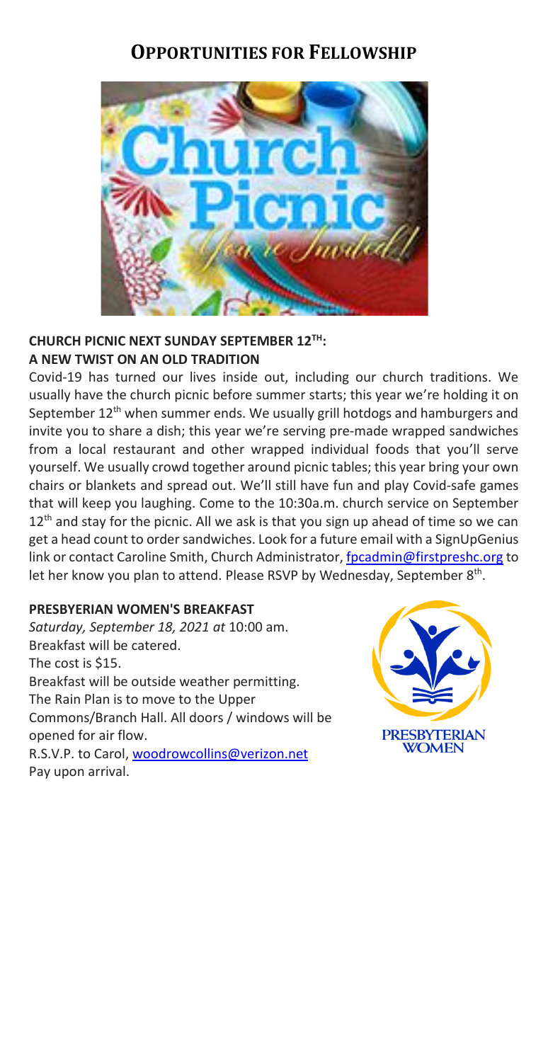# OPPORTUNITIES FOR FELLOWSHIP

**CHURCH PICNIC NEXT SUNDAY SEPTEMBER 12TH: A NEW TWIST ON AN OLD TRADITION**

Covid-19 has turned our lives inside out, including our church traditions. We usually have the church picnic before summer starts; this year we're holding it on September 12th when summer ends. We usually grill hotdogs and hamburgers and invite you to share a dish; this year we're serving pre-made wrapped sandwiches from a local restaurant and other wrapped individual foods that you'll serve yourself. We usually crowd together around picnic tables; this year bring your own chairs or blankets and spread out. We'll still have fun and play Covid-safe games that will keep you laughing. Come to the 10:30a.m. church service on September 12th and stay for the picnic. All we ask is that you sign up ahead of time so we can get a head count to order sandwiches. Look for a future email with a SignUpGenius link or contact Caroline Smith, Church Administrator, fpcadmin@firstpreshc.org to let her know you plan to attend. Please RSVP by Wednesday, September 8th.

**PRESBYERIAN WOMEN'S BREAKFAST**

*Saturday, September 18, 2021 at* 10:00 am.
Breakfast will be catered.
The cost is $15.
Breakfast will be outside weather permitting.
The Rain Plan is to move to the Upper Commons/Branch Hall. All doors / windows will be opened for air flow.
R.S.V.P. to Carol, woodrowcollins@verizon.net
Pay upon arrival.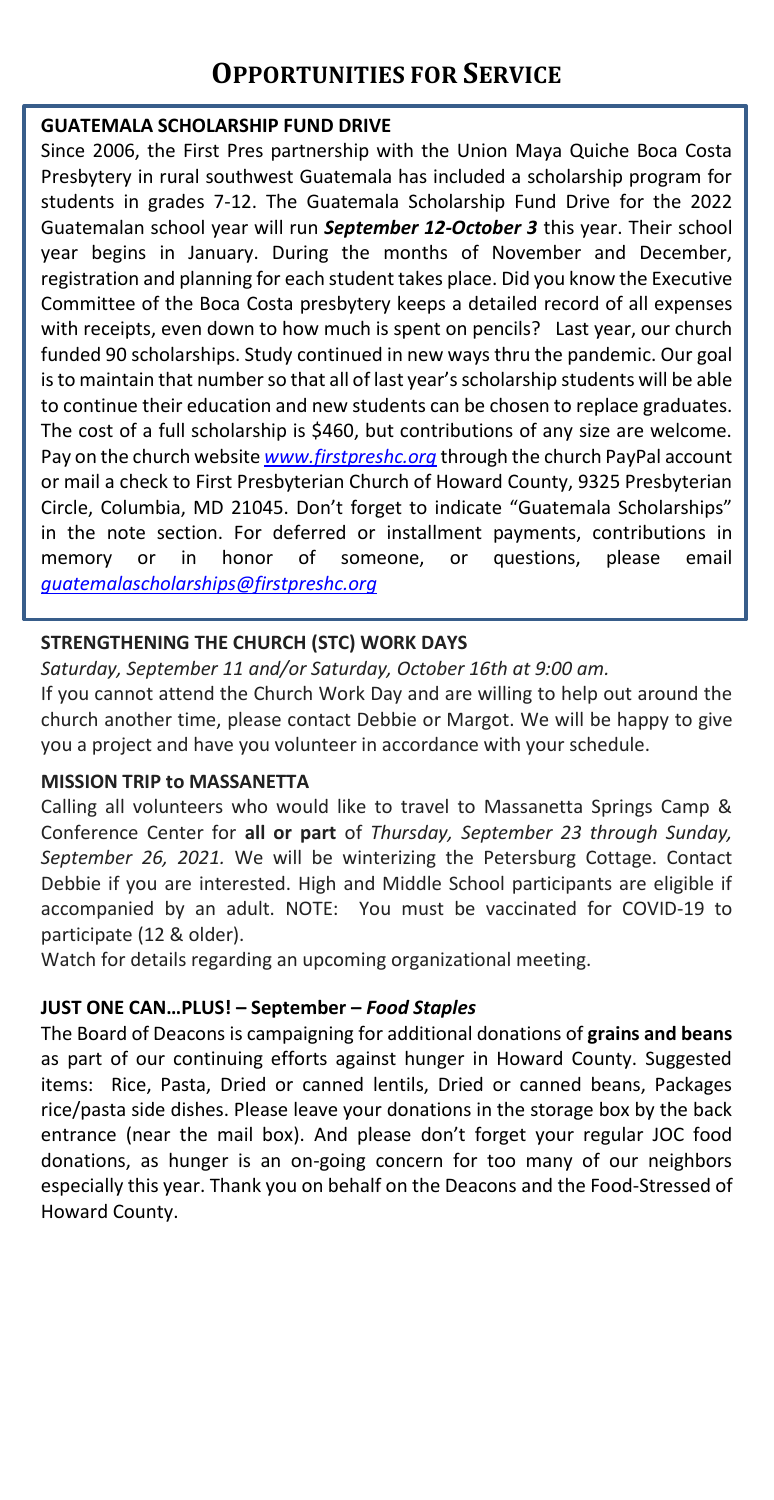# OPPORTUNITIES FOR SERVICE

**GUATEMALA SCHOLARSHIP FUND DRIVE**

Since 2006, the First Pres partnership with the Union Maya Quiche Boca Costa Presbytery in rural southwest Guatemala has included a scholarship program for students in grades 7-12. The Guatemala Scholarship Fund Drive for the 2022 Guatemalan school year will run ***September 12-October 3*** this year. Their school year begins in January. During the months of November and December, registration and planning for each student takes place. Did you know the Executive Committee of the Boca Costa presbytery keeps a detailed record of all expenses with receipts, even down to how much is spent on pencils? Last year, our church funded 90 scholarships. Study continued in new ways thru the pandemic. Our goal is to maintain that number so that all of last year's scholarship students will be able to continue their education and new students can be chosen to replace graduates. The cost of a full scholarship is $460, but contributions of any size are welcome. Pay on the church website *www.firstpreshc.org* through the church PayPal account or mail a check to First Presbyterian Church of Howard County, 9325 Presbyterian Circle, Columbia, MD 21045. Don't forget to indicate "Guatemala Scholarships" in the note section. For deferred or installment payments, contributions in memory or in honor of someone, or questions, please email *guatemalascholarships@firstpreshc.org*

**STRENGTHENING THE CHURCH (STC) WORK DAYS**

*Saturday, September 11 and/or Saturday, October 16th at 9:00 am.*

If you cannot attend the Church Work Day and are willing to help out around the church another time, please contact Debbie or Margot. We will be happy to give you a project and have you volunteer in accordance with your schedule.

**MISSION TRIP to MASSANETTA**

Calling all volunteers who would like to travel to Massanetta Springs Camp & Conference Center for **all or part** of *Thursday, September 23 through Sunday, September 26, 2021.* We will be winterizing the Petersburg Cottage. Contact Debbie if you are interested. High and Middle School participants are eligible if accompanied by an adult. NOTE: You must be vaccinated for COVID-19 to participate (12 & older).

Watch for details regarding an upcoming organizational meeting.

**JUST ONE CAN…PLUS! – September – *Food Staples***

The Board of Deacons is campaigning for additional donations of **grains and beans** as part of our continuing efforts against hunger in Howard County. Suggested items: Rice, Pasta, Dried or canned lentils, Dried or canned beans, Packages rice/pasta side dishes. Please leave your donations in the storage box by the back entrance (near the mail box). And please don't forget your regular JOC food donations, as hunger is an on-going concern for too many of our neighbors especially this year. Thank you on behalf on the Deacons and the Food-Stressed of Howard County.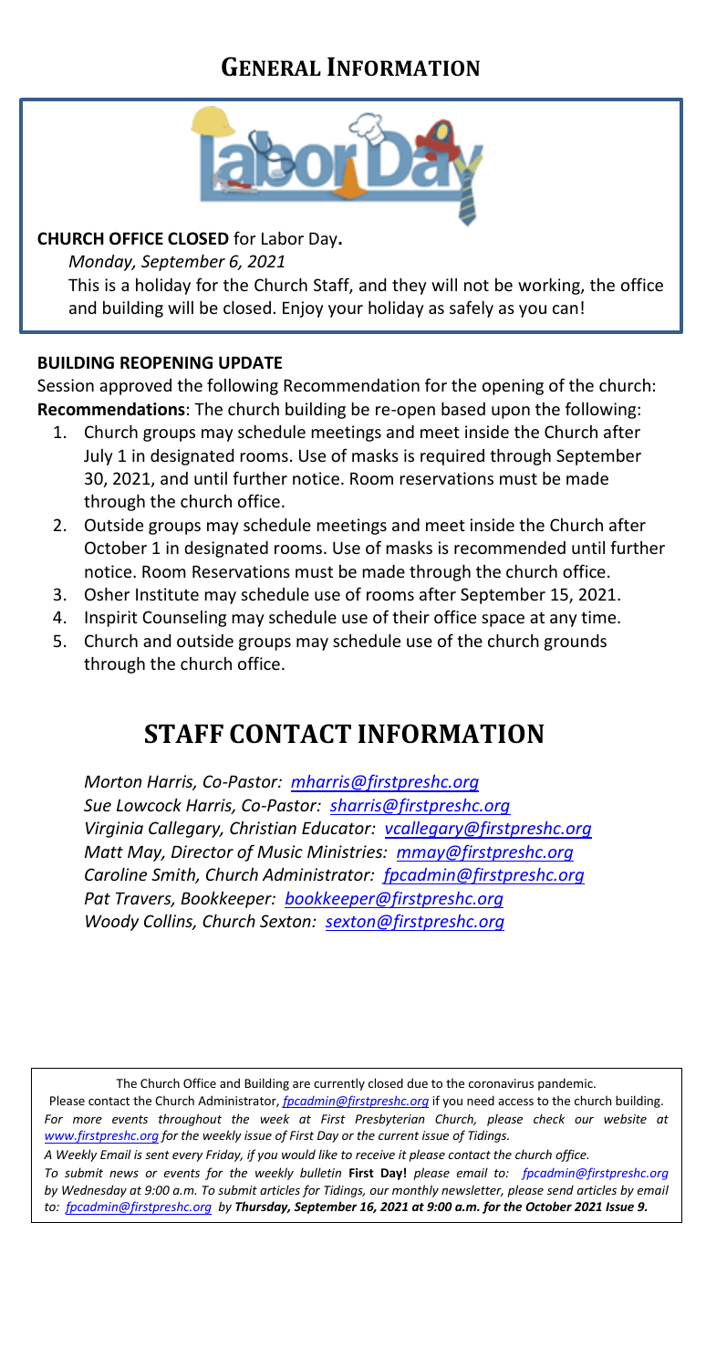# GENERAL INFORMATION

**CHURCH OFFICE CLOSED** for Labor Day**.**

*Monday, September 6, 2021*

This is a holiday for the Church Staff, and they will not be working, the office and building will be closed. Enjoy your holiday as safely as you can!

**BUILDING REOPENING UPDATE**

Session approved the following Recommendation for the opening of the church:
**Recommendations**: The church building be re-open based upon the following:

1. Church groups may schedule meetings and meet inside the Church after July 1 in designated rooms. Use of masks is required through September 30, 2021, and until further notice. Room reservations must be made through the church office.
2. Outside groups may schedule meetings and meet inside the Church after October 1 in designated rooms. Use of masks is recommended until further notice. Room Reservations must be made through the church office.
3. Osher Institute may schedule use of rooms after September 15, 2021.
4. Inspirit Counseling may schedule use of their office space at any time.
5. Church and outside groups may schedule use of the church grounds through the church office.

# STAFF CONTACT INFORMATION

*Morton Harris, Co-Pastor: mharris@firstpreshc.org*
*Sue Lowcock Harris, Co-Pastor: sharris@firstpreshc.org*
*Virginia Callegary, Christian Educator: vcallegary@firstpreshc.org*
*Matt May, Director of Music Ministries: mmay@firstpreshc.org*
*Caroline Smith, Church Administrator: fpcadmin@firstpreshc.org*
*Pat Travers, Bookkeeper: bookkeeper@firstpreshc.org*
*Woody Collins, Church Sexton: sexton@firstpreshc.org*

The Church Office and Building are currently closed due to the coronavirus pandemic.
Please contact the Church Administrator, *fpcadmin@firstpreshc.org* if you need access to the church building.
*For more events throughout the week at First Presbyterian Church, please check our website at www.firstpreshc.org for the weekly issue of First Day or the current issue of Tidings.*
*A Weekly Email is sent every Friday, if you would like to receive it please contact the church office.*
*To submit news or events for the weekly bulletin* **First Day!** *please email to: fpcadmin@firstpreshc.org by Wednesday at 9:00 a.m. To submit articles for Tidings, our monthly newsletter, please send articles by email to: fpcadmin@firstpreshc.org by* ***Thursday, September 16, 2021 at 9:00 a.m. for the October 2021 Issue 9.***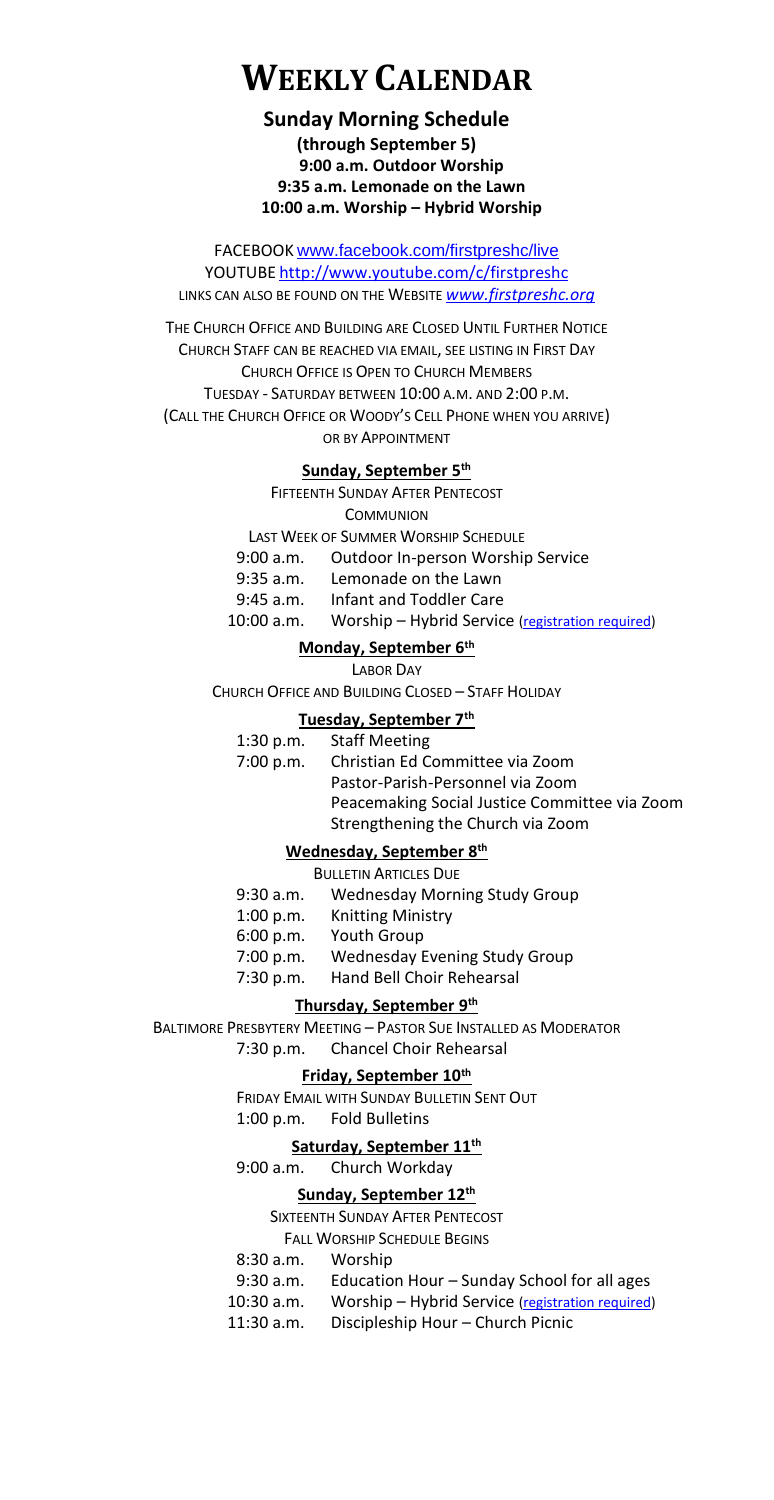# WEEKLY CALENDAR

## Sunday Morning Schedule

**(through September 5)**
**9:00 a.m. Outdoor Worship**
**9:35 a.m. Lemonade on the Lawn**
**10:00 a.m. Worship – Hybrid Worship**

FACEBOOK www.facebook.com/firstpreshc/live
YOUTUBE http://www.youtube.com/c/firstpreshc
LINKS CAN ALSO BE FOUND ON THE WEBSITE *www.firstpreshc.org*

THE CHURCH OFFICE AND BUILDING ARE CLOSED UNTIL FURTHER NOTICE
CHURCH STAFF CAN BE REACHED VIA EMAIL, SEE LISTING IN FIRST DAY
CHURCH OFFICE IS OPEN TO CHURCH MEMBERS
TUESDAY - SATURDAY BETWEEN 10:00 A.M. AND 2:00 P.M.
(CALL THE CHURCH OFFICE OR WOODY'S CELL PHONE WHEN YOU ARRIVE)
OR BY APPOINTMENT

### Sunday, September 5th

FIFTEENTH SUNDAY AFTER PENTECOST
COMMUNION
LAST WEEK OF SUMMER WORSHIP SCHEDULE

- 9:00 a.m. Outdoor In-person Worship Service
- 9:35 a.m. Lemonade on the Lawn
- 9:45 a.m. Infant and Toddler Care
- 10:00 a.m. Worship – Hybrid Service (registration required)

### Monday, September 6th

LABOR DAY
CHURCH OFFICE AND BUILDING CLOSED – STAFF HOLIDAY

### Tuesday, September 7th

- 1:30 p.m. Staff Meeting
- 7:00 p.m. Christian Ed Committee via Zoom
  Pastor-Parish-Personnel via Zoom
  Peacemaking Social Justice Committee via Zoom
  Strengthening the Church via Zoom

### Wednesday, September 8th

BULLETIN ARTICLES DUE

- 9:30 a.m. Wednesday Morning Study Group
- 1:00 p.m. Knitting Ministry
- 6:00 p.m. Youth Group
- 7:00 p.m. Wednesday Evening Study Group
- 7:30 p.m. Hand Bell Choir Rehearsal

### Thursday, September 9th

BALTIMORE PRESBYTERY MEETING – PASTOR SUE INSTALLED AS MODERATOR

- 7:30 p.m. Chancel Choir Rehearsal

### Friday, September 10th

FRIDAY EMAIL WITH SUNDAY BULLETIN SENT OUT

- 1:00 p.m. Fold Bulletins

### Saturday, September 11th

- 9:00 a.m. Church Workday

### Sunday, September 12th

SIXTEENTH SUNDAY AFTER PENTECOST
FALL WORSHIP SCHEDULE BEGINS

- 8:30 a.m. Worship
- 9:30 a.m. Education Hour – Sunday School for all ages
- 10:30 a.m. Worship – Hybrid Service (registration required)
- 11:30 a.m. Discipleship Hour – Church Picnic